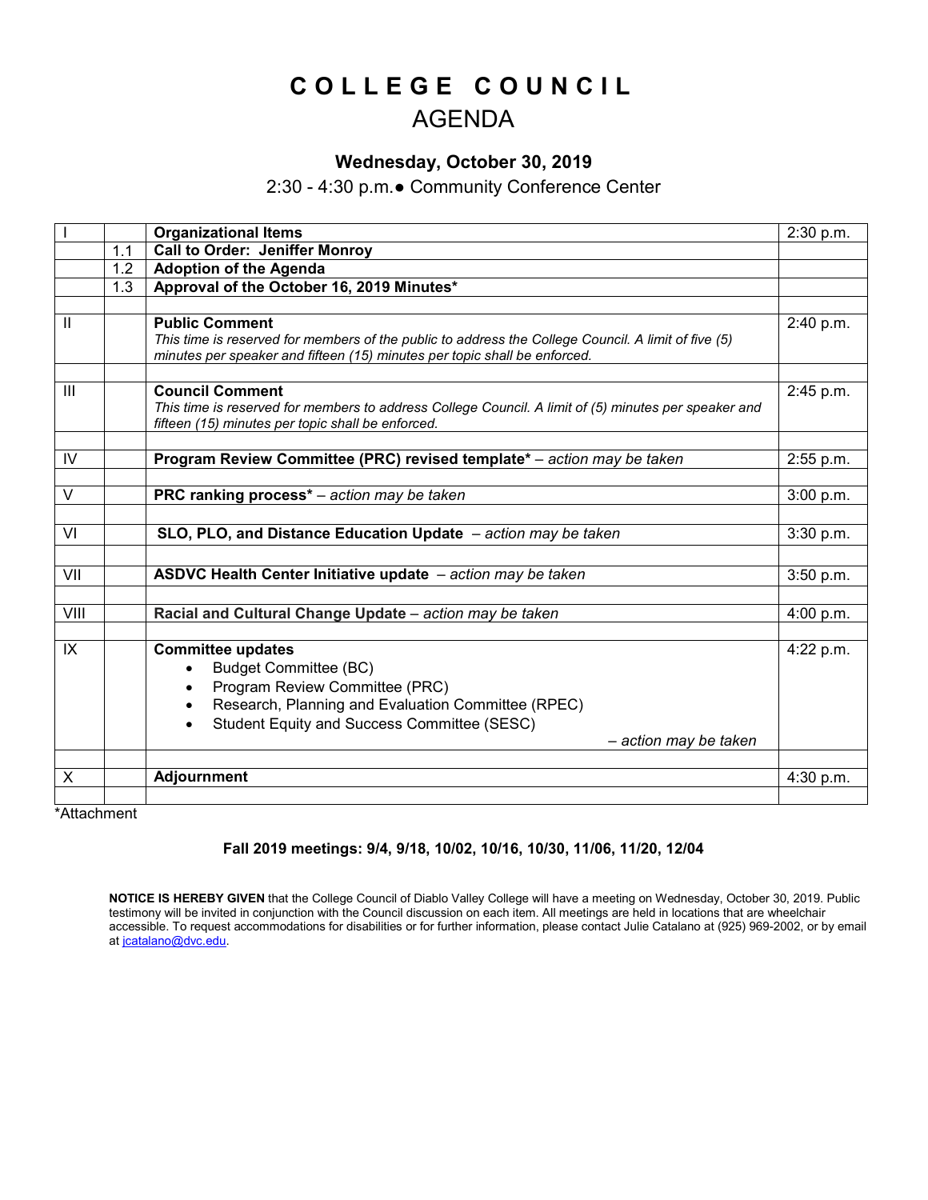# COLLEGE COUNCIL

## AGENDA

### Wednesday, October 30, 2019

2:30 - 4:30 p.m.● Community Conference Center

| | | | |
|---|---|---|---|
| I | | **Organizational Items** | 2:30 p.m. |
| | 1.1 | **Call to Order: Jeniffer Monroy** | |
| | 1.2 | **Adoption of the Agenda** | |
| | 1.3 | **Approval of the October 16, 2019 Minutes*** | |
| | | | |
| II | | **Public Comment**<br>*This time is reserved for members of the public to address the College Council. A limit of five (5) minutes per speaker and fifteen (15) minutes per topic shall be enforced.* | 2:40 p.m. |
| | | | |
| III | | **Council Comment**<br>*This time is reserved for members to address College Council. A limit of (5) minutes per speaker and fifteen (15) minutes per topic shall be enforced.* | 2:45 p.m. |
| | | | |
| IV | | **Program Review Committee (PRC) revised template*** – *action may be taken* | 2:55 p.m. |
| | | | |
| V | | **PRC ranking process*** – *action may be taken* | 3:00 p.m. |
| | | | |
| VI | | **SLO, PLO, and Distance Education Update** – *action may be taken* | 3:30 p.m. |
| | | | |
| VII | | **ASDVC Health Center Initiative update** – *action may be taken* | 3:50 p.m. |
| | | | |
| VIII | | **Racial and Cultural Change Update** – *action may be taken* | 4:00 p.m. |
| | | | |
| IX | | **Committee updates**<br>• Budget Committee (BC)<br>• Program Review Committee (PRC)<br>• Research, Planning and Evaluation Committee (RPEC)<br>• Student Equity and Success Committee (SESC)<br>– *action may be taken* | 4:22 p.m. |
| | | | |
| X | | **Adjournment** | 4:30 p.m. |
| | | | |

*Attachment

**Fall 2019 meetings: 9/4, 9/18, 10/02, 10/16, 10/30, 11/06, 11/20, 12/04**

**NOTICE IS HEREBY GIVEN** that the College Council of Diablo Valley College will have a meeting on Wednesday, October 30, 2019. Public testimony will be invited in conjunction with the Council discussion on each item. All meetings are held in locations that are wheelchair accessible. To request accommodations for disabilities or for further information, please contact Julie Catalano at (925) 969-2002, or by email at jcatalano@dvc.edu.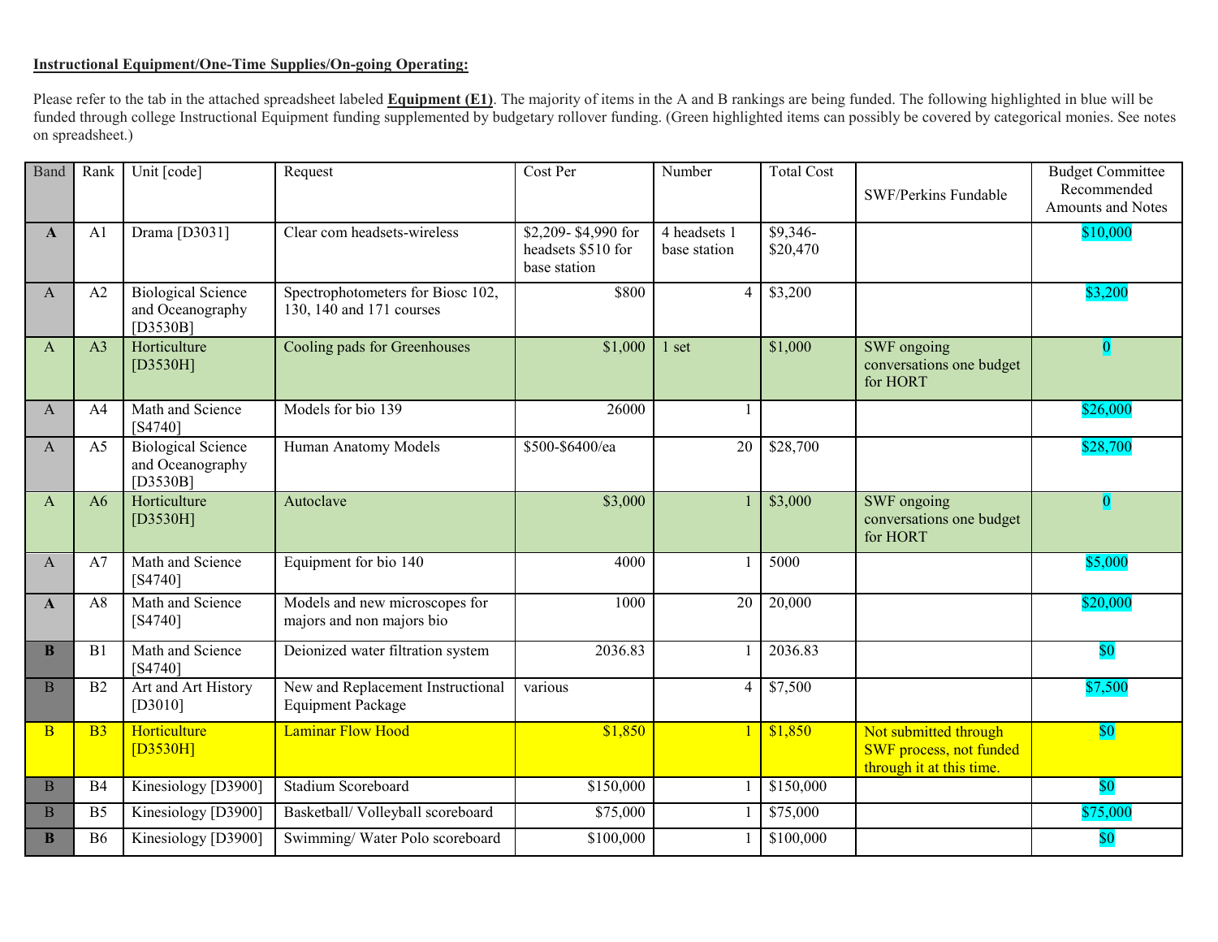**Instructional Equipment/One-Time Supplies/On-going Operating:**

Please refer to the tab in the attached spreadsheet labeled **Equipment (E1)**. The majority of items in the A and B rankings are being funded. The following highlighted in blue will be funded through college Instructional Equipment funding supplemented by budgetary rollover funding. (Green highlighted items can possibly be covered by categorical monies. See notes on spreadsheet.)

| Band | Rank | Unit [code] | Request | Cost Per | Number | Total Cost | SWF/Perkins Fundable | Budget Committee Recommended Amounts and Notes |
|---|---|---|---|---|---|---|---|---|
| **A** | A1 | Drama [D3031] | Clear com headsets-wireless | $2,209- $4,990 for headsets $510 for base station | 4 headsets 1 base station | $9,346- $20,470 | | $10,000 |
| A | A2 | Biological Science and Oceanography [D3530B] | Spectrophotometers for Biosc 102, 130, 140 and 171 courses | $800 | 4 | $3,200 | | $3,200 |
| A | A3 | Horticulture [D3530H] | Cooling pads for Greenhouses | $1,000 | 1 set | $1,000 | SWF ongoing conversations one budget for HORT | 0 |
| A | A4 | Math and Science [S4740] | Models for bio 139 | 26000 | 1 | | | $26,000 |
| A | A5 | Biological Science and Oceanography [D3530B] | Human Anatomy Models | $500-$6400/ea | 20 | $28,700 | | $28,700 |
| A | A6 | Horticulture [D3530H] | Autoclave | $3,000 | 1 | $3,000 | SWF ongoing conversations one budget for HORT | 0 |
| A | A7 | Math and Science [S4740] | Equipment for bio 140 | 4000 | 1 | 5000 | | $5,000 |
| **A** | A8 | Math and Science [S4740] | Models and new microscopes for majors and non majors bio | 1000 | 20 | 20,000 | | $20,000 |
| **B** | B1 | Math and Science [S4740] | Deionized water filtration system | 2036.83 | 1 | 2036.83 | | $0 |
| B | B2 | Art and Art History [D3010] | New and Replacement Instructional Equipment Package | various | 4 | $7,500 | | $7,500 |
| B | B3 | Horticulture [D3530H] | Laminar Flow Hood | $1,850 | 1 | $1,850 | Not submitted through SWF process, not funded through it at this time. | $0 |
| B | B4 | Kinesiology [D3900] | Stadium Scoreboard | $150,000 | 1 | $150,000 | | $0 |
| B | B5 | Kinesiology [D3900] | Basketball/ Volleyball scoreboard | $75,000 | 1 | $75,000 | | $75,000 |
| **B** | B6 | Kinesiology [D3900] | Swimming/ Water Polo scoreboard | $100,000 | 1 | $100,000 | | $0 |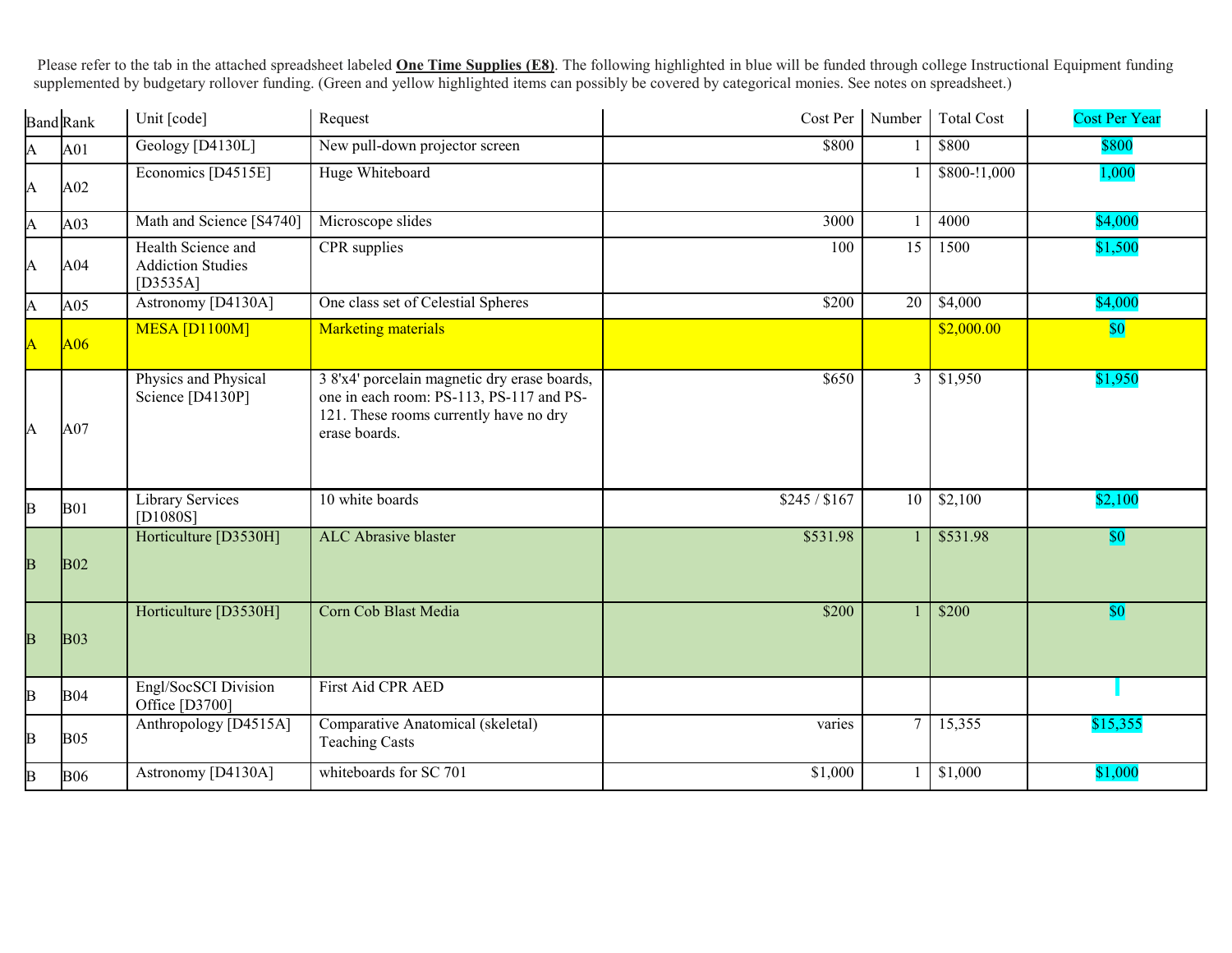Please refer to the tab in the attached spreadsheet labeled **One Time Supplies (E8)**. The following highlighted in blue will be funded through college Instructional Equipment funding supplemented by budgetary rollover funding. (Green and yellow highlighted items can possibly be covered by categorical monies. See notes on spreadsheet.)

| Band | Rank | Unit [code] | Request | Cost Per | Number | Total Cost | Cost Per Year |
|---|---|---|---|---|---|---|---|
| A | A01 | Geology [D4130L] | New pull-down projector screen | $800 | 1 | $800 | $800 |
| A | A02 | Economics [D4515E] | Huge Whiteboard | | 1 | $800-!1,000 | 1,000 |
| A | A03 | Math and Science [S4740] | Microscope slides | 3000 | 1 | 4000 | $4,000 |
| A | A04 | Health Science and Addiction Studies [D3535A] | CPR supplies | 100 | 15 | 1500 | $1,500 |
| A | A05 | Astronomy [D4130A] | One class set of Celestial Spheres | $200 | 20 | $4,000 | $4,000 |
| A | A06 | MESA [D1100M] | Marketing materials | | | $2,000.00 | $0 |
| A | A07 | Physics and Physical Science [D4130P] | 3 8'x4' porcelain magnetic dry erase boards, one in each room: PS-113, PS-117 and PS-121. These rooms currently have no dry erase boards. | $650 | 3 | $1,950 | $1,950 |
| B | B01 | Library Services [D1080S] | 10 white boards | $245 / $167 | 10 | $2,100 | $2,100 |
| B | B02 | Horticulture [D3530H] | ALC Abrasive blaster | $531.98 | 1 | $531.98 | $0 |
| B | B03 | Horticulture [D3530H] | Corn Cob Blast Media | $200 | 1 | $200 | $0 |
| B | B04 | Engl/SocSCI Division Office [D3700] | First Aid CPR AED | | | | |
| B | B05 | Anthropology [D4515A] | Comparative Anatomical (skeletal) Teaching Casts | varies | 7 | 15,355 | $15,355 |
| B | B06 | Astronomy [D4130A] | whiteboards for SC 701 | $1,000 | 1 | $1,000 | $1,000 |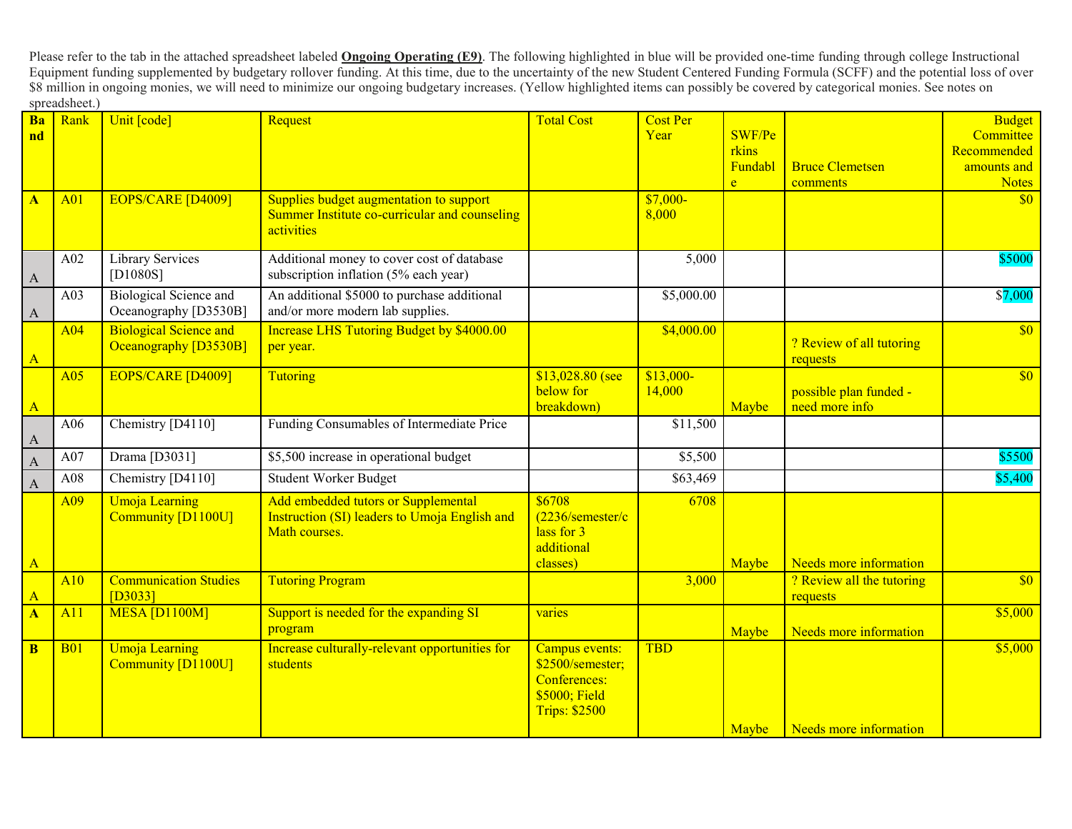Please refer to the tab in the attached spreadsheet labeled **Ongoing Operating (E9)**. The following highlighted in blue will be provided one-time funding through college Instructional Equipment funding supplemented by budgetary rollover funding. At this time, due to the uncertainty of the new Student Centered Funding Formula (SCFF) and the potential loss of over $8 million in ongoing monies, we will need to minimize our ongoing budgetary increases. (Yellow highlighted items can possibly be covered by categorical monies. See notes on spreadsheet.)

| Band | Rank | Unit [code] | Request | Total Cost | Cost Per Year | SWF/Perkins Fundable | Bruce Clemetsen comments | Budget Committee Recommended amounts and Notes |
|---|---|---|---|---|---|---|---|---|
| A | A01 | EOPS/CARE [D4009] | Supplies budget augmentation to support Summer Institute co-curricular and counseling activities | | $7,000-8,000 | | | $0 |
| A | A02 | Library Services [D1080S] | Additional money to cover cost of database subscription inflation (5% each year) | | 5,000 | | | $5000 |
| A | A03 | Biological Science and Oceanography [D3530B] | An additional $5000 to purchase additional and/or more modern lab supplies. | | $5,000.00 | | | $7,000 |
| A | A04 | Biological Science and Oceanography [D3530B] | Increase LHS Tutoring Budget by $4000.00 per year. | | $4,000.00 | | ? Review of all tutoring requests | $0 |
| A | A05 | EOPS/CARE [D4009] | Tutoring | $13,028.80 (see below for breakdown) | $13,000-14,000 | Maybe | possible plan funded - need more info | $0 |
| A | A06 | Chemistry [D4110] | Funding Consumables of Intermediate Price | | $11,500 | | | |
| A | A07 | Drama [D3031] | $5,500 increase in operational budget | | $5,500 | | | $5500 |
| A | A08 | Chemistry [D4110] | Student Worker Budget | | $63,469 | | | $5,400 |
| A | A09 | Umoja Learning Community [D1100U] | Add embedded tutors or Supplemental Instruction (SI) leaders to Umoja English and Math courses. | $6708 (2236/semester/class for 3 additional classes) | 6708 | Maybe | Needs more information | |
| A | A10 | Communication Studies [D3033] | Tutoring Program | | 3,000 | | ? Review all the tutoring requests | $0 |
| A | A11 | MESA [D1100M] | Support is needed for the expanding SI program | varies | | Maybe | Needs more information | $5,000 |
| B | B01 | Umoja Learning Community [D1100U] | Increase culturally-relevant opportunities for students | Campus events: $2500/semester; Conferences: $5000; Field Trips: $2500 | TBD | Maybe | Needs more information | $5,000 |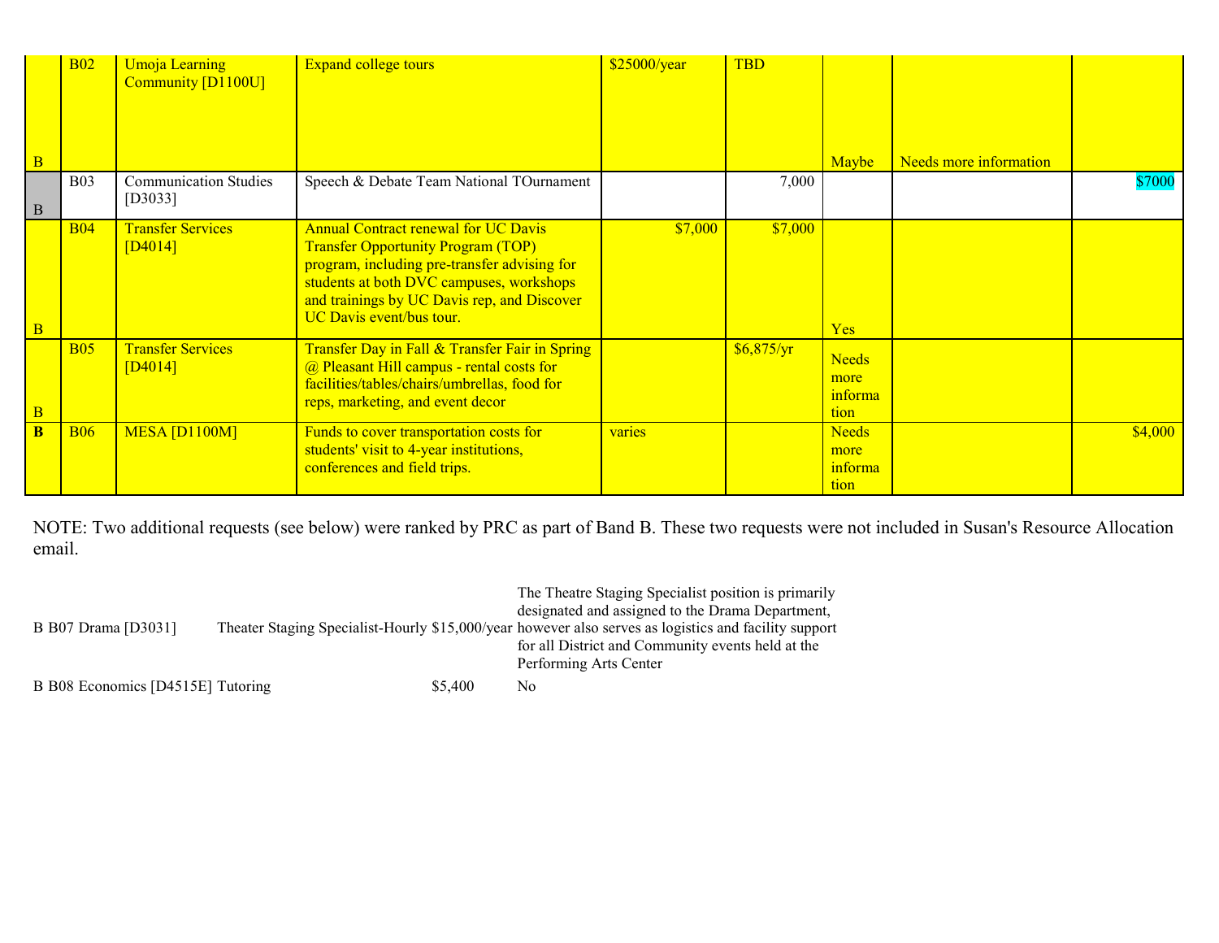| | | | | | | | | |
|---|---|---|---|---|---|---|---|---|
| B | B02 | Umoja Learning Community [D1100U] | Expand college tours | $25000/year | TBD | Maybe | Needs more information | |
| B | B03 | Communication Studies [D3033] | Speech & Debate Team National TOurnament | | 7,000 | | | $7000 |
| B | B04 | Transfer Services [D4014] | Annual Contract renewal for UC Davis Transfer Opportunity Program (TOP) program, including pre-transfer advising for students at both DVC campuses, workshops and trainings by UC Davis rep, and Discover UC Davis event/bus tour. | $7,000 | $7,000 | Yes | | |
| B | B05 | Transfer Services [D4014] | Transfer Day in Fall & Transfer Fair in Spring @ Pleasant Hill campus - rental costs for facilities/tables/chairs/umbrellas, food for reps, marketing, and event decor | | $6,875/yr | Needs more information | | |
| **B** | B06 | MESA [D1100M] | Funds to cover transportation costs for students' visit to 4-year institutions, conferences and field trips. | varies | | Needs more information | | $4,000 |

NOTE: Two additional requests (see below) were ranked by PRC as part of Band B. These two requests were not included in Susan's Resource Allocation email.

| | | | | | |
|---|---|---|---|---|---|
| B | B07 | Drama [D3031] | Theater Staging Specialist-Hourly | $15,000/year | The Theatre Staging Specialist position is primarily designated and assigned to the Drama Department, however also serves as logistics and facility support for all District and Community events held at the Performing Arts Center |
| B | B08 | Economics [D4515E] | Tutoring | $5,400 | No |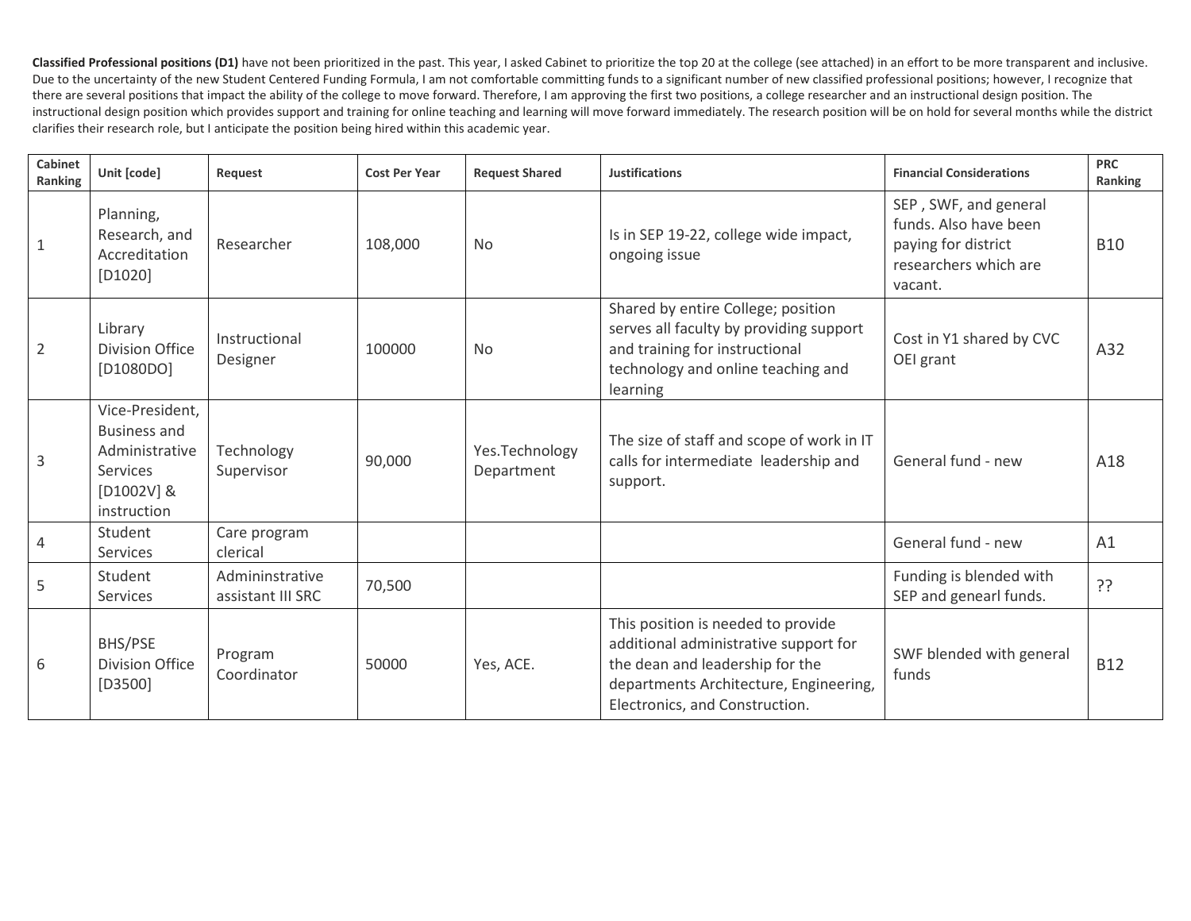**Classified Professional positions (D1)** have not been prioritized in the past. This year, I asked Cabinet to prioritize the top 20 at the college (see attached) in an effort to be more transparent and inclusive. Due to the uncertainty of the new Student Centered Funding Formula, I am not comfortable committing funds to a significant number of new classified professional positions; however, I recognize that there are several positions that impact the ability of the college to move forward. Therefore, I am approving the first two positions, a college researcher and an instructional design position. The instructional design position which provides support and training for online teaching and learning will move forward immediately. The research position will be on hold for several months while the district clarifies their research role, but I anticipate the position being hired within this academic year.

| Cabinet Ranking | Unit [code] | Request | Cost Per Year | Request Shared | Justifications | Financial Considerations | PRC Ranking |
|---|---|---|---|---|---|---|---|
| 1 | Planning, Research, and Accreditation [D1020] | Researcher | 108,000 | No | Is in SEP 19-22, college wide impact, ongoing issue | SEP , SWF, and general funds. Also have been paying for district researchers which are vacant. | B10 |
| 2 | Library Division Office [D1080DO] | Instructional Designer | 100000 | No | Shared by entire College; position serves all faculty by providing support and training for instructional technology and online teaching and learning | Cost in Y1 shared by CVC OEI grant | A32 |
| 3 | Vice-President, Business and Administrative Services [D1002V] & instruction | Technology Supervisor | 90,000 | Yes.Technology Department | The size of staff and scope of work in IT calls for intermediate leadership and support. | General fund - new | A18 |
| 4 | Student Services | Care program clerical | | | | General fund - new | A1 |
| 5 | Student Services | Admininstrative assistant III SRC | 70,500 | | | Funding is blended with SEP and genearl funds. | ?? |
| 6 | BHS/PSE Division Office [D3500] | Program Coordinator | 50000 | Yes, ACE. | This position is needed to provide additional administrative support for the dean and leadership for the departments Architecture, Engineering, Electronics, and Construction. | SWF blended with general funds | B12 |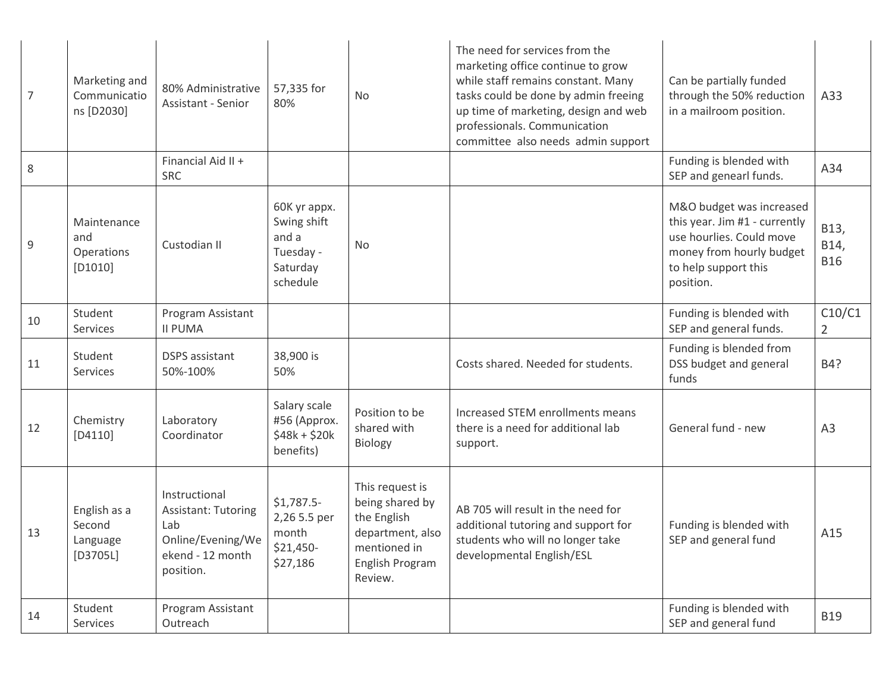| | | | | | | | |
|---|---|---|---|---|---|---|---|
| 7 | Marketing and Communications [D2030] | 80% Administrative Assistant - Senior | 57,335 for 80% | No | The need for services from the marketing office continue to grow while staff remains constant. Many tasks could be done by admin freeing up time of marketing, design and web professionals. Communication committee also needs admin support | Can be partially funded through the 50% reduction in a mailroom position. | A33 |
| 8 | | Financial Aid II + SRC | | | | Funding is blended with SEP and genearl funds. | A34 |
| 9 | Maintenance and Operations [D1010] | Custodian II | 60K yr appx. Swing shift and a Tuesday - Saturday schedule | No | | M&O budget was increased this year. Jim #1 - currently use hourlies. Could move money from hourly budget to help support this position. | B13, B14, B16 |
| 10 | Student Services | Program Assistant II PUMA | | | | Funding is blended with SEP and general funds. | C10/C12 |
| 11 | Student Services | DSPS assistant 50%-100% | 38,900 is 50% | | Costs shared. Needed for students. | Funding is blended from DSS budget and general funds | B4? |
| 12 | Chemistry [D4110] | Laboratory Coordinator | Salary scale #56 (Approx. $48k + $20k benefits) | Position to be shared with Biology | Increased STEM enrollments means there is a need for additional lab support. | General fund - new | A3 |
| 13 | English as a Second Language [D3705L] | Instructional Assistant: Tutoring Lab Online/Evening/Weekend - 12 month position. | $1,787.5-2,26 5.5 per month $21,450-$27,186 | This request is being shared by the English department, also mentioned in English Program Review. | AB 705 will result in the need for additional tutoring and support for students who will no longer take developmental English/ESL | Funding is blended with SEP and general fund | A15 |
| 14 | Student Services | Program Assistant Outreach | | | | Funding is blended with SEP and general fund | B19 |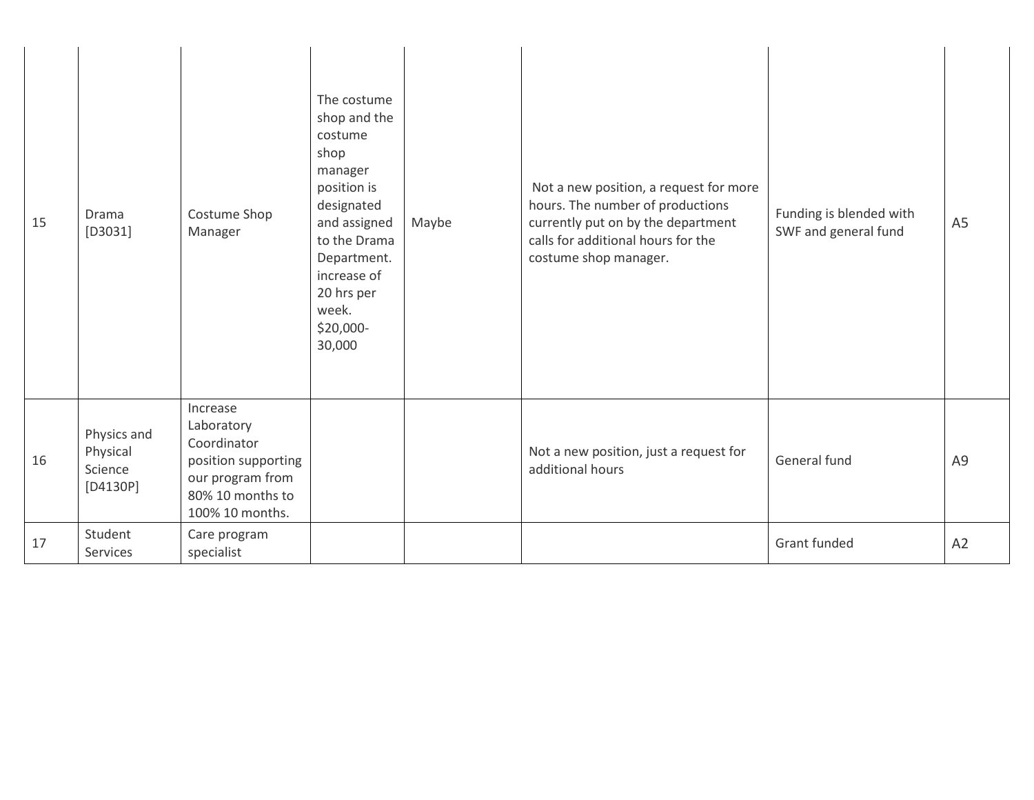| | | | | | | | |
|---|---|---|---|---|---|---|---|
| 15 | Drama [D3031] | Costume Shop Manager | The costume shop and the costume shop manager position is designated and assigned to the Drama Department. increase of 20 hrs per week. $20,000-30,000 | Maybe | Not a new position, a request for more hours. The number of productions currently put on by the department calls for additional hours for the costume shop manager. | Funding is blended with SWF and general fund | A5 |
| 16 | Physics and Physical Science [D4130P] | Increase Laboratory Coordinator position supporting our program from 80% 10 months to 100% 10 months. | | | Not a new position, just a request for additional hours | General fund | A9 |
| 17 | Student Services | Care program specialist | | | | Grant funded | A2 |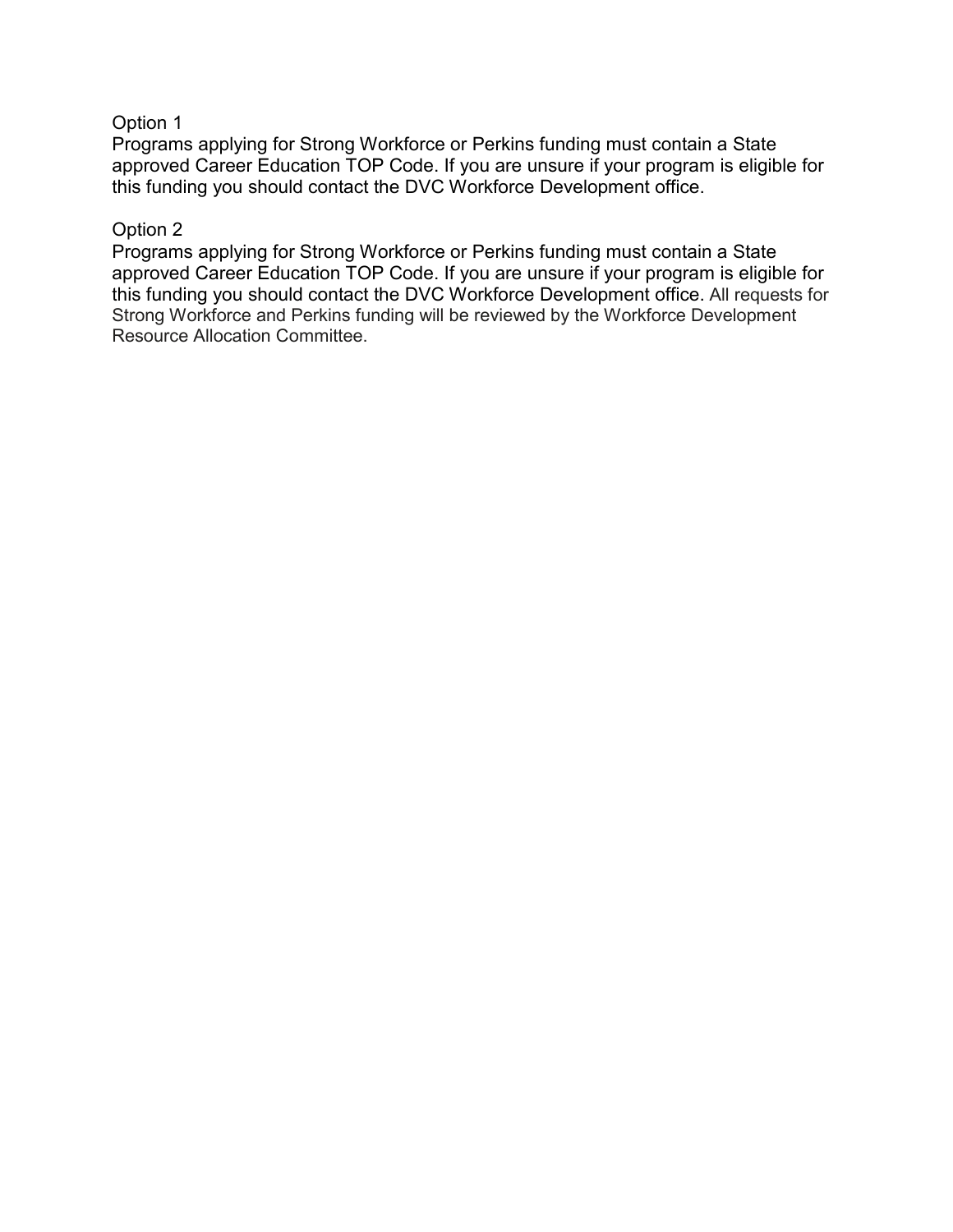Option 1

Programs applying for Strong Workforce or Perkins funding must contain a State approved Career Education TOP Code. If you are unsure if your program is eligible for this funding you should contact the DVC Workforce Development office.

Option 2

Programs applying for Strong Workforce or Perkins funding must contain a State approved Career Education TOP Code. If you are unsure if your program is eligible for this funding you should contact the DVC Workforce Development office. All requests for Strong Workforce and Perkins funding will be reviewed by the Workforce Development Resource Allocation Committee.